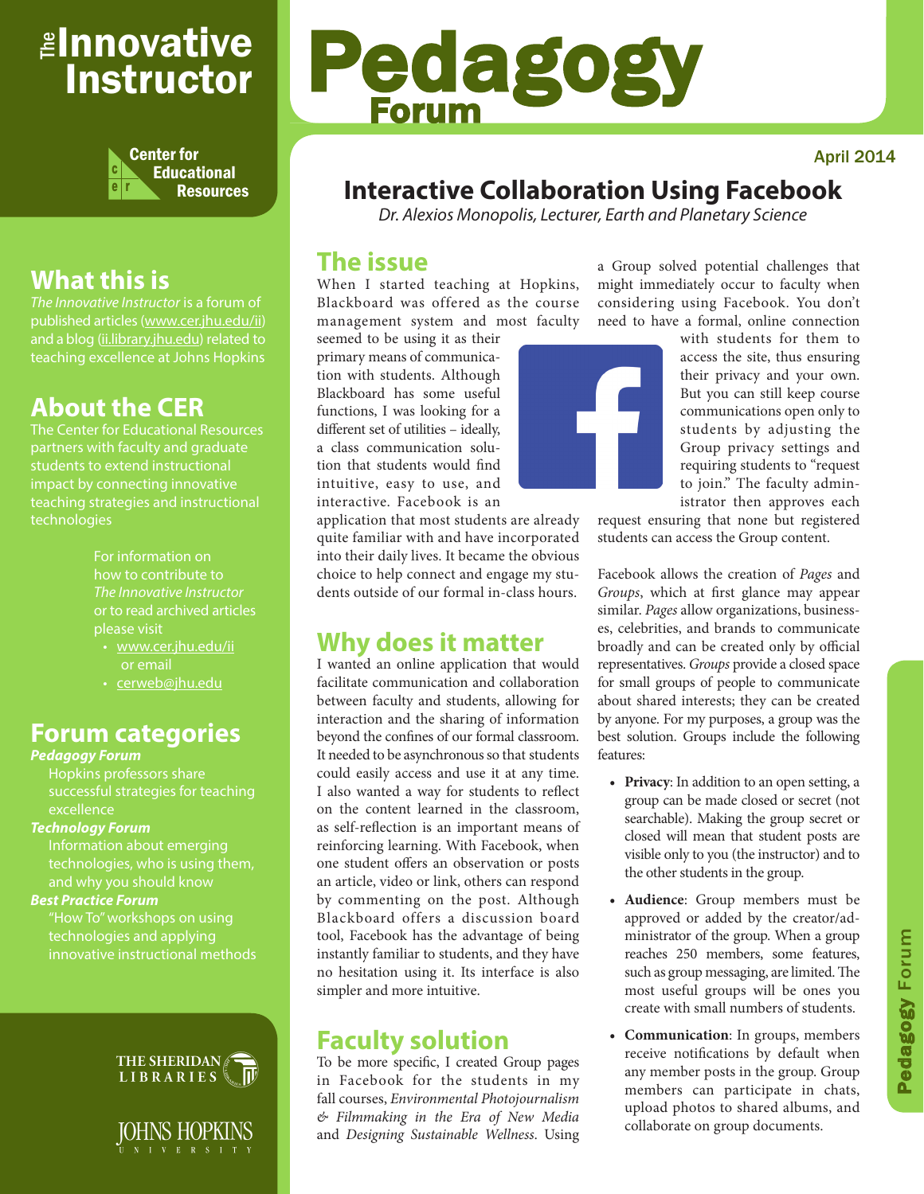# The Innovative Instructor

Center for Educational Resources

# Pedagogy Forum

April 2014

## What this is

*The Innovative Instructor* is a forum of published articles (www.cer.jhu.edu/ii) and a blog (ii.library.jhu.edu) related to teaching excellence at Johns Hopkins

## About the CER

The Center for Educational Resources partners with faculty and graduate students to extend instructional impact by connecting innovative teaching strategies and instructional technologies

For information on how to contribute to *The Innovative Instructor* or to read archived articles please visit

- www.cer.jhu.edu/ii or email
- cerweb@jhu.edu

## Forum categories

***Pedagogy Forum***

Hopkins professors share successful strategies for teaching excellence

***Technology Forum***

Information about emerging technologies, who is using them, and why you should know

***Best Practice Forum***

"How To" workshops on using technologies and applying innovative instructional methods

THE SHERIDAN LIBRARIES

JOHNS HOPKINS UNIVERSITY

# Interactive Collaboration Using Facebook

*Dr. Alexios Monopolis, Lecturer, Earth and Planetary Science*

## The issue

When I started teaching at Hopkins, Blackboard was offered as the course management system and most faculty seemed to be using it as their primary means of communication with students. Although Blackboard has some useful functions, I was looking for a different set of utilities – ideally, a class communication solution that students would find intuitive, easy to use, and interactive. Facebook is an application that most students are already quite familiar with and have incorporated into their daily lives. It became the obvious choice to help connect and engage my students outside of our formal in-class hours.

## Why does it matter

I wanted an online application that would facilitate communication and collaboration between faculty and students, allowing for interaction and the sharing of information beyond the confines of our formal classroom. It needed to be asynchronous so that students could easily access and use it at any time. I also wanted a way for students to reflect on the content learned in the classroom, as self-reflection is an important means of reinforcing learning. With Facebook, when one student offers an observation or posts an article, video or link, others can respond by commenting on the post. Although Blackboard offers a discussion board tool, Facebook has the advantage of being instantly familiar to students, and they have no hesitation using it. Its interface is also simpler and more intuitive.

## Faculty solution

To be more specific, I created Group pages in Facebook for the students in my fall courses, *Environmental Photojournalism & Filmmaking in the Era of New Media* and *Designing Sustainable Wellness*. Using a Group solved potential challenges that might immediately occur to faculty when considering using Facebook. You don't need to have a formal, online connection with students for them to access the site, thus ensuring their privacy and your own. But you can still keep course communications open only to students by adjusting the Group privacy settings and requiring students to "request to join." The faculty administrator then approves each request ensuring that none but registered students can access the Group content.

Facebook allows the creation of *Pages* and *Groups*, which at first glance may appear similar. *Pages* allow organizations, businesses, celebrities, and brands to communicate broadly and can be created only by official representatives. *Groups* provide a closed space for small groups of people to communicate about shared interests; they can be created by anyone. For my purposes, a group was the best solution. Groups include the following features:

- **Privacy**: In addition to an open setting, a group can be made closed or secret (not searchable). Making the group secret or closed will mean that student posts are visible only to you (the instructor) and to the other students in the group.
- **Audience**: Group members must be approved or added by the creator/administrator of the group. When a group reaches 250 members, some features, such as group messaging, are limited. The most useful groups will be ones you create with small numbers of students.
- **Communication**: In groups, members receive notifications by default when any member posts in the group. Group members can participate in chats, upload photos to shared albums, and collaborate on group documents.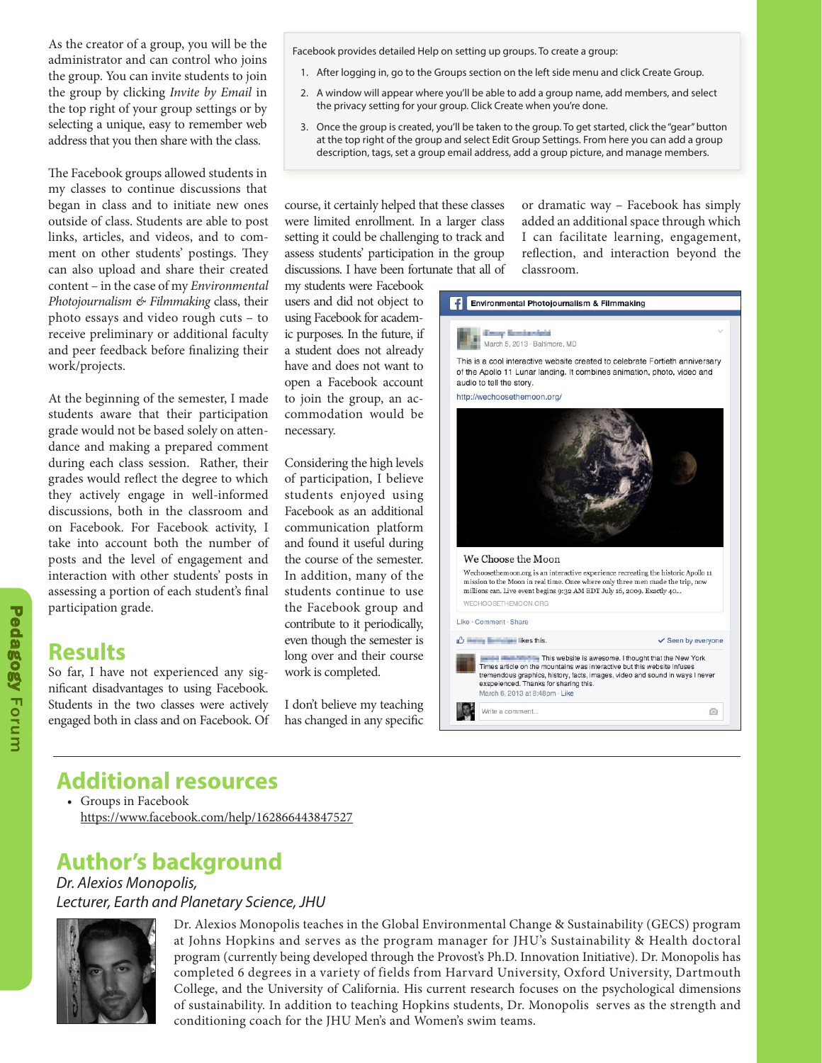As the creator of a group, you will be the administrator and can control who joins the group. You can invite students to join the group by clicking *Invite by Email* in the top right of your group settings or by selecting a unique, easy to remember web address that you then share with the class.

> Facebook provides detailed Help on setting up groups. To create a group:
>
> 1. After logging in, go to the Groups section on the left side menu and click Create Group.
> 2. A window will appear where you'll be able to add a group name, add members, and select the privacy setting for your group. Click Create when you're done.
> 3. Once the group is created, you'll be taken to the group. To get started, click the "gear" button at the top right of the group and select Edit Group Settings. From here you can add a group description, tags, set a group email address, add a group picture, and manage members.

The Facebook groups allowed students in my classes to continue discussions that began in class and to initiate new ones outside of class. Students are able to post links, articles, and videos, and to comment on other students' postings. They can also upload and share their created content – in the case of my *Environmental Photojournalism & Filmmaking* class, their photo essays and video rough cuts – to receive preliminary or additional faculty and peer feedback before finalizing their work/projects.

At the beginning of the semester, I made students aware that their participation grade would not be based solely on attendance and making a prepared comment during each class session. Rather, their grades would reflect the degree to which they actively engage in well-informed discussions, both in the classroom and on Facebook. For Facebook activity, I take into account both the number of posts and the level of engagement and interaction with other students' posts in assessing a portion of each student's final participation grade.

## Results

So far, I have not experienced any significant disadvantages to using Facebook. Students in the two classes were actively engaged both in class and on Facebook. Of course, it certainly helped that these classes were limited enrollment. In a larger class setting it could be challenging to track and assess students' participation in the group discussions. I have been fortunate that all of my students were Facebook users and did not object to using Facebook for academic purposes. In the future, if a student does not already have and does not want to open a Facebook account to join the group, an accommodation would be necessary.

Considering the high levels of participation, I believe students enjoyed using Facebook as an additional communication platform and found it useful during the course of the semester. In addition, many of the students continue to use the Facebook group and contribute to it periodically, even though the semester is long over and their course work is completed.

I don't believe my teaching has changed in any specific or dramatic way – Facebook has simply added an additional space through which I can facilitate learning, engagement, reflection, and interaction beyond the classroom.

Environmental Photojournalism & Filmmaking

March 5, 2013 · Baltimore, MD

This is a cool interactive website created to celebrate Fortieth anniversary of the Apollo 11 Lunar landing. It combines animation, photo, video and audio to tell the story.

http://wechoosethemoon.org/

We Choose the Moon

Wechoosethemoon.org is an interactive experience recreating the historic Apollo 11 mission to the Moon in real time. Once where only three men made the trip, now millions can. Live event begins 9:32 AM EDT July 16, 2009. Exactly 40...

WECHOOSETHEMOON.ORG

Like · Comment · Share

likes this. ✓ Seen by everyone

This website is awesome. I thought that the New York Times article on the mountains was interactive but this website infuses tremendous graphics, history, facts, images, video and sound in ways I never expeienced. Thanks for sharing this.

March 6, 2013 at 8:48pm · Like

Write a comment...

## Additional resources

- Groups in Facebook
  https://www.facebook.com/help/162866443847527

## Author's background

*Dr. Alexios Monopolis,*
*Lecturer, Earth and Planetary Science, JHU*

Dr. Alexios Monopolis teaches in the Global Environmental Change & Sustainability (GECS) program at Johns Hopkins and serves as the program manager for JHU's Sustainability & Health doctoral program (currently being developed through the Provost's Ph.D. Innovation Initiative). Dr. Monopolis has completed 6 degrees in a variety of fields from Harvard University, Oxford University, Dartmouth College, and the University of California. His current research focuses on the psychological dimensions of sustainability. In addition to teaching Hopkins students, Dr. Monopolis serves as the strength and conditioning coach for the JHU Men's and Women's swim teams.